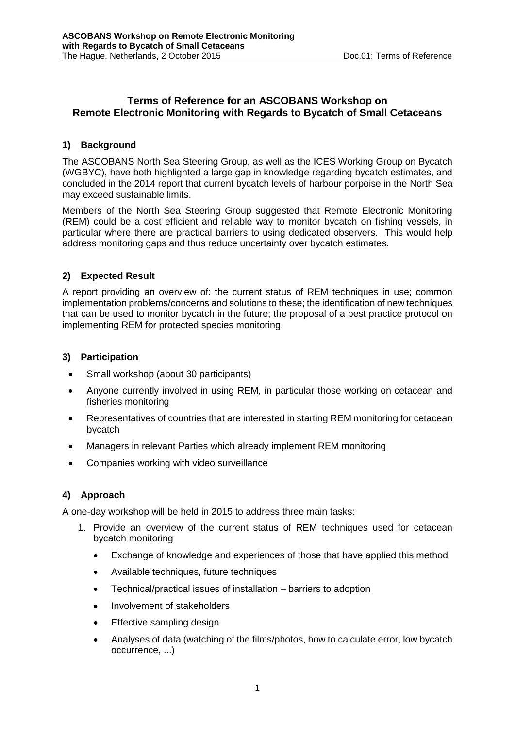# Terms of Reference for an ASCOBANS Workshop on Remote Electronic Monitoring with Regards to Bycatch of Small Cetaceans

## 1) Background

The ASCOBANS North Sea Steering Group, as well as the ICES Working Group on Bycatch (WGBYC), have both highlighted a large gap in knowledge regarding bycatch estimates, and concluded in the 2014 report that current bycatch levels of harbour porpoise in the North Sea may exceed sustainable limits.

Members of the North Sea Steering Group suggested that Remote Electronic Monitoring (REM) could be a cost efficient and reliable way to monitor bycatch on fishing vessels, in particular where there are practical barriers to using dedicated observers. This would help address monitoring gaps and thus reduce uncertainty over bycatch estimates.

## 2) Expected Result

A report providing an overview of: the current status of REM techniques in use; common implementation problems/concerns and solutions to these; the identification of new techniques that can be used to monitor bycatch in the future; the proposal of a best practice protocol on implementing REM for protected species monitoring.

## 3) Participation

- Small workshop (about 30 participants)
- Anyone currently involved in using REM, in particular those working on cetacean and fisheries monitoring
- Representatives of countries that are interested in starting REM monitoring for cetacean bycatch
- Managers in relevant Parties which already implement REM monitoring
- Companies working with video surveillance

## 4) Approach

A one-day workshop will be held in 2015 to address three main tasks:

1. Provide an overview of the current status of REM techniques used for cetacean bycatch monitoring
   - Exchange of knowledge and experiences of those that have applied this method
   - Available techniques, future techniques
   - Technical/practical issues of installation – barriers to adoption
   - Involvement of stakeholders
   - Effective sampling design
   - Analyses of data (watching of the films/photos, how to calculate error, low bycatch occurrence, ...)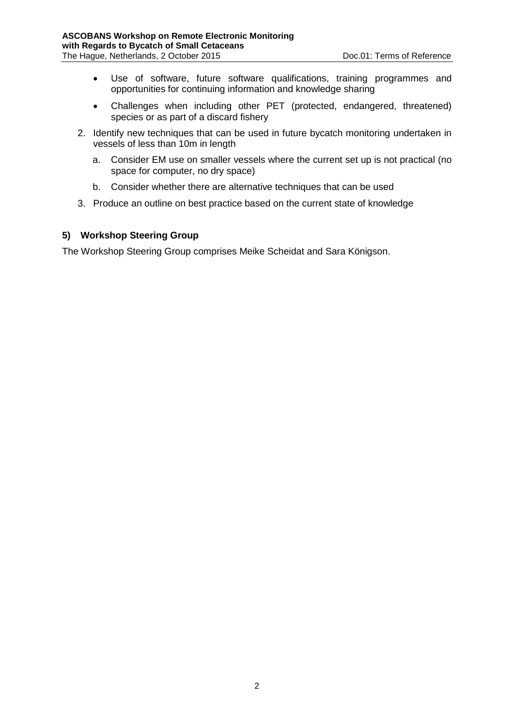- Use of software, future software qualifications, training programmes and opportunities for continuing information and knowledge sharing
- Challenges when including other PET (protected, endangered, threatened) species or as part of a discard fishery

2. Identify new techniques that can be used in future bycatch monitoring undertaken in vessels of less than 10m in length
   a. Consider EM use on smaller vessels where the current set up is not practical (no space for computer, no dry space)
   b. Consider whether there are alternative techniques that can be used
3. Produce an outline on best practice based on the current state of knowledge

## 5) Workshop Steering Group

The Workshop Steering Group comprises Meike Scheidat and Sara Königson.